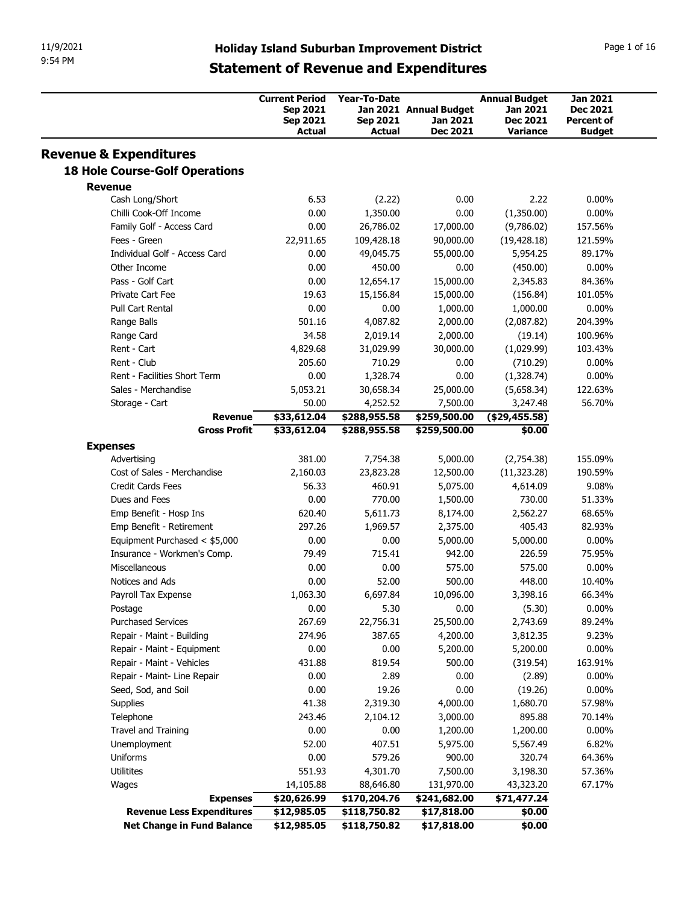# Holiday Island Suburban Improvement District

## Statement of Revenue and Expenditures

| | Current Period Sep 2021 Sep 2021 Actual | Year-To-Date Jan 2021 Sep 2021 Actual | Annual Budget Jan 2021 Dec 2021 | Annual Budget Jan 2021 Dec 2021 Variance | Jan 2021 Dec 2021 Percent of Budget |
|---|---|---|---|---|---|
| **Revenue & Expenditures** | | | | | |
| **18 Hole Course-Golf Operations** | | | | | |
| **Revenue** | | | | | |
| Cash Long/Short | 6.53 | (2.22) | 0.00 | 2.22 | 0.00% |
| Chilli Cook-Off Income | 0.00 | 1,350.00 | 0.00 | (1,350.00) | 0.00% |
| Family Golf - Access Card | 0.00 | 26,786.02 | 17,000.00 | (9,786.02) | 157.56% |
| Fees - Green | 22,911.65 | 109,428.18 | 90,000.00 | (19,428.18) | 121.59% |
| Individual Golf - Access Card | 0.00 | 49,045.75 | 55,000.00 | 5,954.25 | 89.17% |
| Other Income | 0.00 | 450.00 | 0.00 | (450.00) | 0.00% |
| Pass - Golf Cart | 0.00 | 12,654.17 | 15,000.00 | 2,345.83 | 84.36% |
| Private Cart Fee | 19.63 | 15,156.84 | 15,000.00 | (156.84) | 101.05% |
| Pull Cart Rental | 0.00 | 0.00 | 1,000.00 | 1,000.00 | 0.00% |
| Range Balls | 501.16 | 4,087.82 | 2,000.00 | (2,087.82) | 204.39% |
| Range Card | 34.58 | 2,019.14 | 2,000.00 | (19.14) | 100.96% |
| Rent - Cart | 4,829.68 | 31,029.99 | 30,000.00 | (1,029.99) | 103.43% |
| Rent - Club | 205.60 | 710.29 | 0.00 | (710.29) | 0.00% |
| Rent - Facilities Short Term | 0.00 | 1,328.74 | 0.00 | (1,328.74) | 0.00% |
| Sales - Merchandise | 5,053.21 | 30,658.34 | 25,000.00 | (5,658.34) | 122.63% |
| Storage - Cart | 50.00 | 4,252.52 | 7,500.00 | 3,247.48 | 56.70% |
| **Revenue** | **$33,612.04** | **$288,955.58** | **$259,500.00** | **($29,455.58)** | |
| **Gross Profit** | **$33,612.04** | **$288,955.58** | **$259,500.00** | **$0.00** | |
| **Expenses** | | | | | |
| Advertising | 381.00 | 7,754.38 | 5,000.00 | (2,754.38) | 155.09% |
| Cost of Sales - Merchandise | 2,160.03 | 23,823.28 | 12,500.00 | (11,323.28) | 190.59% |
| Credit Cards Fees | 56.33 | 460.91 | 5,075.00 | 4,614.09 | 9.08% |
| Dues and Fees | 0.00 | 770.00 | 1,500.00 | 730.00 | 51.33% |
| Emp Benefit - Hosp Ins | 620.40 | 5,611.73 | 8,174.00 | 2,562.27 | 68.65% |
| Emp Benefit - Retirement | 297.26 | 1,969.57 | 2,375.00 | 405.43 | 82.93% |
| Equipment Purchased < $5,000 | 0.00 | 0.00 | 5,000.00 | 5,000.00 | 0.00% |
| Insurance - Workmen's Comp. | 79.49 | 715.41 | 942.00 | 226.59 | 75.95% |
| Miscellaneous | 0.00 | 0.00 | 575.00 | 575.00 | 0.00% |
| Notices and Ads | 0.00 | 52.00 | 500.00 | 448.00 | 10.40% |
| Payroll Tax Expense | 1,063.30 | 6,697.84 | 10,096.00 | 3,398.16 | 66.34% |
| Postage | 0.00 | 5.30 | 0.00 | (5.30) | 0.00% |
| Purchased Services | 267.69 | 22,756.31 | 25,500.00 | 2,743.69 | 89.24% |
| Repair - Maint - Building | 274.96 | 387.65 | 4,200.00 | 3,812.35 | 9.23% |
| Repair - Maint - Equipment | 0.00 | 0.00 | 5,200.00 | 5,200.00 | 0.00% |
| Repair - Maint - Vehicles | 431.88 | 819.54 | 500.00 | (319.54) | 163.91% |
| Repair - Maint- Line Repair | 0.00 | 2.89 | 0.00 | (2.89) | 0.00% |
| Seed, Sod, and Soil | 0.00 | 19.26 | 0.00 | (19.26) | 0.00% |
| Supplies | 41.38 | 2,319.30 | 4,000.00 | 1,680.70 | 57.98% |
| Telephone | 243.46 | 2,104.12 | 3,000.00 | 895.88 | 70.14% |
| Travel and Training | 0.00 | 0.00 | 1,200.00 | 1,200.00 | 0.00% |
| Unemployment | 52.00 | 407.51 | 5,975.00 | 5,567.49 | 6.82% |
| Uniforms | 0.00 | 579.26 | 900.00 | 320.74 | 64.36% |
| Utilitites | 551.93 | 4,301.70 | 7,500.00 | 3,198.30 | 57.36% |
| Wages | 14,105.88 | 88,646.80 | 131,970.00 | 43,323.20 | 67.17% |
| **Expenses** | **$20,626.99** | **$170,204.76** | **$241,682.00** | **$71,477.24** | |
| **Revenue Less Expenditures** | **$12,985.05** | **$118,750.82** | **$17,818.00** | **$0.00** | |
| **Net Change in Fund Balance** | **$12,985.05** | **$118,750.82** | **$17,818.00** | **$0.00** | |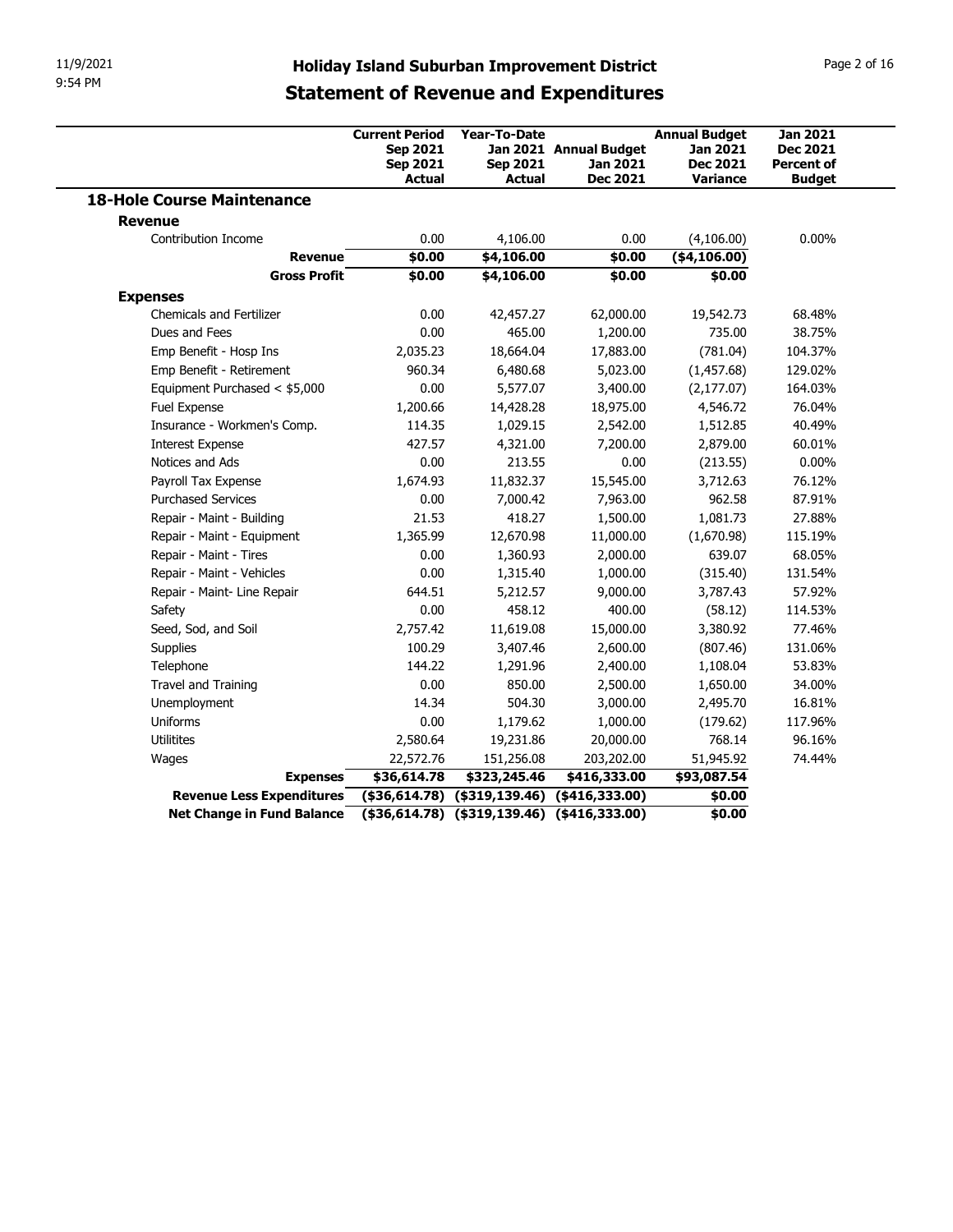## Holiday Island Suburban Improvement District

# Statement of Revenue and Expenditures

| | Current Period Sep 2021 Sep 2021 Actual | Year-To-Date Jan 2021 Sep 2021 Actual | Annual Budget Jan 2021 Dec 2021 | Annual Budget Jan 2021 Dec 2021 Variance | Jan 2021 Dec 2021 Percent of Budget |
|---|---|---|---|---|---|
| **18-Hole Course Maintenance** | | | | | |
| **Revenue** | | | | | |
| Contribution Income | 0.00 | 4,106.00 | 0.00 | (4,106.00) | 0.00% |
| **Revenue** | **$0.00** | **$4,106.00** | **$0.00** | **($4,106.00)** | |
| **Gross Profit** | **$0.00** | **$4,106.00** | **$0.00** | **$0.00** | |
| **Expenses** | | | | | |
| Chemicals and Fertilizer | 0.00 | 42,457.27 | 62,000.00 | 19,542.73 | 68.48% |
| Dues and Fees | 0.00 | 465.00 | 1,200.00 | 735.00 | 38.75% |
| Emp Benefit - Hosp Ins | 2,035.23 | 18,664.04 | 17,883.00 | (781.04) | 104.37% |
| Emp Benefit - Retirement | 960.34 | 6,480.68 | 5,023.00 | (1,457.68) | 129.02% |
| Equipment Purchased < $5,000 | 0.00 | 5,577.07 | 3,400.00 | (2,177.07) | 164.03% |
| Fuel Expense | 1,200.66 | 14,428.28 | 18,975.00 | 4,546.72 | 76.04% |
| Insurance - Workmen's Comp. | 114.35 | 1,029.15 | 2,542.00 | 1,512.85 | 40.49% |
| Interest Expense | 427.57 | 4,321.00 | 7,200.00 | 2,879.00 | 60.01% |
| Notices and Ads | 0.00 | 213.55 | 0.00 | (213.55) | 0.00% |
| Payroll Tax Expense | 1,674.93 | 11,832.37 | 15,545.00 | 3,712.63 | 76.12% |
| Purchased Services | 0.00 | 7,000.42 | 7,963.00 | 962.58 | 87.91% |
| Repair - Maint - Building | 21.53 | 418.27 | 1,500.00 | 1,081.73 | 27.88% |
| Repair - Maint - Equipment | 1,365.99 | 12,670.98 | 11,000.00 | (1,670.98) | 115.19% |
| Repair - Maint - Tires | 0.00 | 1,360.93 | 2,000.00 | 639.07 | 68.05% |
| Repair - Maint - Vehicles | 0.00 | 1,315.40 | 1,000.00 | (315.40) | 131.54% |
| Repair - Maint- Line Repair | 644.51 | 5,212.57 | 9,000.00 | 3,787.43 | 57.92% |
| Safety | 0.00 | 458.12 | 400.00 | (58.12) | 114.53% |
| Seed, Sod, and Soil | 2,757.42 | 11,619.08 | 15,000.00 | 3,380.92 | 77.46% |
| Supplies | 100.29 | 3,407.46 | 2,600.00 | (807.46) | 131.06% |
| Telephone | 144.22 | 1,291.96 | 2,400.00 | 1,108.04 | 53.83% |
| Travel and Training | 0.00 | 850.00 | 2,500.00 | 1,650.00 | 34.00% |
| Unemployment | 14.34 | 504.30 | 3,000.00 | 2,495.70 | 16.81% |
| Uniforms | 0.00 | 1,179.62 | 1,000.00 | (179.62) | 117.96% |
| Utilitites | 2,580.64 | 19,231.86 | 20,000.00 | 768.14 | 96.16% |
| Wages | 22,572.76 | 151,256.08 | 203,202.00 | 51,945.92 | 74.44% |
| **Expenses** | **$36,614.78** | **$323,245.46** | **$416,333.00** | **$93,087.54** | |
| **Revenue Less Expenditures** | **($36,614.78)** | **($319,139.46)** | **($416,333.00)** | **$0.00** | |
| **Net Change in Fund Balance** | **($36,614.78)** | **($319,139.46)** | **($416,333.00)** | **$0.00** | |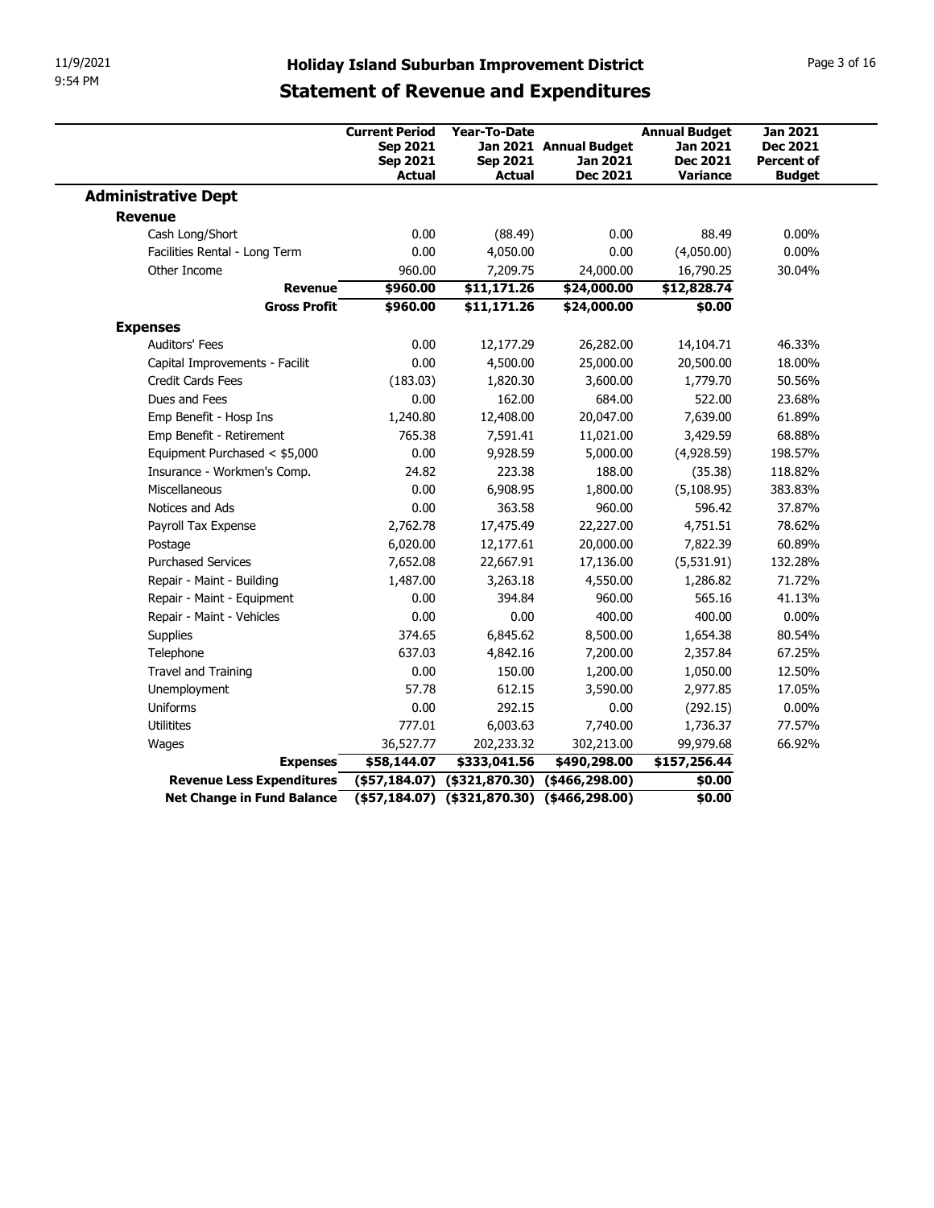# Holiday Island Suburban Improvement District

## Statement of Revenue and Expenditures

| | Current Period Sep 2021 Sep 2021 Actual | Year-To-Date Jan 2021 Sep 2021 Actual | Annual Budget Jan 2021 Dec 2021 | Annual Budget Jan 2021 Dec 2021 Variance | Jan 2021 Dec 2021 Percent of Budget |
|---|---|---|---|---|---|
| **Administrative Dept** | | | | | |
| **Revenue** | | | | | |
| Cash Long/Short | 0.00 | (88.49) | 0.00 | 88.49 | 0.00% |
| Facilities Rental - Long Term | 0.00 | 4,050.00 | 0.00 | (4,050.00) | 0.00% |
| Other Income | 960.00 | 7,209.75 | 24,000.00 | 16,790.25 | 30.04% |
| **Revenue** | **$960.00** | **$11,171.26** | **$24,000.00** | **$12,828.74** | |
| **Gross Profit** | **$960.00** | **$11,171.26** | **$24,000.00** | **$0.00** | |
| **Expenses** | | | | | |
| Auditors' Fees | 0.00 | 12,177.29 | 26,282.00 | 14,104.71 | 46.33% |
| Capital Improvements - Facilit | 0.00 | 4,500.00 | 25,000.00 | 20,500.00 | 18.00% |
| Credit Cards Fees | (183.03) | 1,820.30 | 3,600.00 | 1,779.70 | 50.56% |
| Dues and Fees | 0.00 | 162.00 | 684.00 | 522.00 | 23.68% |
| Emp Benefit - Hosp Ins | 1,240.80 | 12,408.00 | 20,047.00 | 7,639.00 | 61.89% |
| Emp Benefit - Retirement | 765.38 | 7,591.41 | 11,021.00 | 3,429.59 | 68.88% |
| Equipment Purchased < $5,000 | 0.00 | 9,928.59 | 5,000.00 | (4,928.59) | 198.57% |
| Insurance - Workmen's Comp. | 24.82 | 223.38 | 188.00 | (35.38) | 118.82% |
| Miscellaneous | 0.00 | 6,908.95 | 1,800.00 | (5,108.95) | 383.83% |
| Notices and Ads | 0.00 | 363.58 | 960.00 | 596.42 | 37.87% |
| Payroll Tax Expense | 2,762.78 | 17,475.49 | 22,227.00 | 4,751.51 | 78.62% |
| Postage | 6,020.00 | 12,177.61 | 20,000.00 | 7,822.39 | 60.89% |
| Purchased Services | 7,652.08 | 22,667.91 | 17,136.00 | (5,531.91) | 132.28% |
| Repair - Maint - Building | 1,487.00 | 3,263.18 | 4,550.00 | 1,286.82 | 71.72% |
| Repair - Maint - Equipment | 0.00 | 394.84 | 960.00 | 565.16 | 41.13% |
| Repair - Maint - Vehicles | 0.00 | 0.00 | 400.00 | 400.00 | 0.00% |
| Supplies | 374.65 | 6,845.62 | 8,500.00 | 1,654.38 | 80.54% |
| Telephone | 637.03 | 4,842.16 | 7,200.00 | 2,357.84 | 67.25% |
| Travel and Training | 0.00 | 150.00 | 1,200.00 | 1,050.00 | 12.50% |
| Unemployment | 57.78 | 612.15 | 3,590.00 | 2,977.85 | 17.05% |
| Uniforms | 0.00 | 292.15 | 0.00 | (292.15) | 0.00% |
| Utilitites | 777.01 | 6,003.63 | 7,740.00 | 1,736.37 | 77.57% |
| Wages | 36,527.77 | 202,233.32 | 302,213.00 | 99,979.68 | 66.92% |
| **Expenses** | **$58,144.07** | **$333,041.56** | **$490,298.00** | **$157,256.44** | |
| **Revenue Less Expenditures** | **($57,184.07)** | **($321,870.30)** | **($466,298.00)** | **$0.00** | |
| **Net Change in Fund Balance** | **($57,184.07)** | **($321,870.30)** | **($466,298.00)** | **$0.00** | |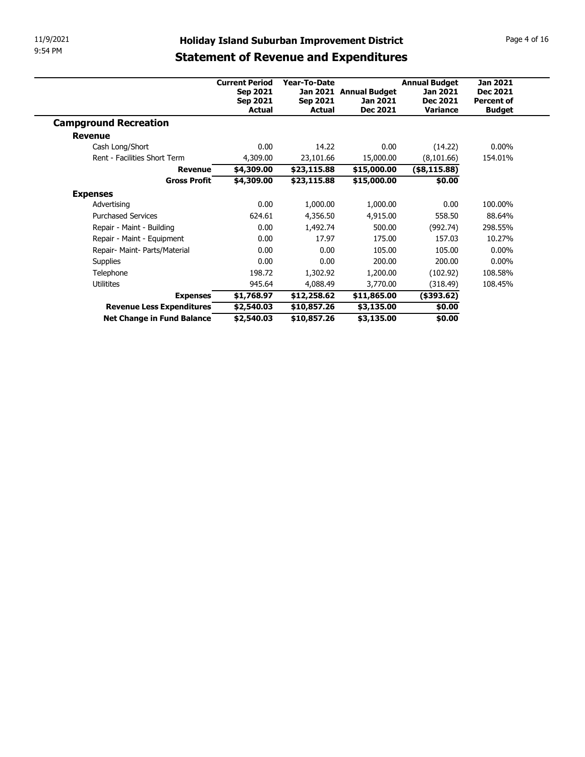# Holiday Island Suburban Improvement District

## Statement of Revenue and Expenditures

| | Current Period Sep 2021 Sep 2021 Actual | Year-To-Date Jan 2021 Sep 2021 Actual | Annual Budget Jan 2021 Dec 2021 | Annual Budget Jan 2021 Dec 2021 Variance | Jan 2021 Dec 2021 Percent of Budget |
|---|---|---|---|---|---|
| **Campground Recreation** | | | | | |
| **Revenue** | | | | | |
| Cash Long/Short | 0.00 | 14.22 | 0.00 | (14.22) | 0.00% |
| Rent - Facilities Short Term | 4,309.00 | 23,101.66 | 15,000.00 | (8,101.66) | 154.01% |
| **Revenue** | **$4,309.00** | **$23,115.88** | **$15,000.00** | **($8,115.88)** | |
| **Gross Profit** | **$4,309.00** | **$23,115.88** | **$15,000.00** | **$0.00** | |
| **Expenses** | | | | | |
| Advertising | 0.00 | 1,000.00 | 1,000.00 | 0.00 | 100.00% |
| Purchased Services | 624.61 | 4,356.50 | 4,915.00 | 558.50 | 88.64% |
| Repair - Maint - Building | 0.00 | 1,492.74 | 500.00 | (992.74) | 298.55% |
| Repair - Maint - Equipment | 0.00 | 17.97 | 175.00 | 157.03 | 10.27% |
| Repair- Maint- Parts/Material | 0.00 | 0.00 | 105.00 | 105.00 | 0.00% |
| Supplies | 0.00 | 0.00 | 200.00 | 200.00 | 0.00% |
| Telephone | 198.72 | 1,302.92 | 1,200.00 | (102.92) | 108.58% |
| Utilitites | 945.64 | 4,088.49 | 3,770.00 | (318.49) | 108.45% |
| **Expenses** | **$1,768.97** | **$12,258.62** | **$11,865.00** | **($393.62)** | |
| **Revenue Less Expenditures** | **$2,540.03** | **$10,857.26** | **$3,135.00** | **$0.00** | |
| **Net Change in Fund Balance** | **$2,540.03** | **$10,857.26** | **$3,135.00** | **$0.00** | |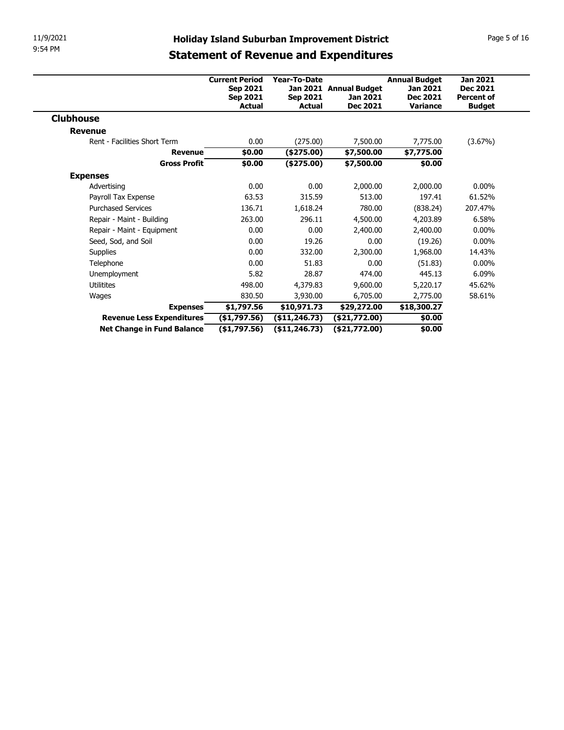# Holiday Island Suburban Improvement District

## Statement of Revenue and Expenditures

| | Current Period Sep 2021 Sep 2021 Actual | Year-To-Date Jan 2021 Sep 2021 Actual | Annual Budget Jan 2021 Dec 2021 | Annual Budget Jan 2021 Dec 2021 Variance | Jan 2021 Dec 2021 Percent of Budget |
|---|---|---|---|---|---|
| **Clubhouse** | | | | | |
| **Revenue** | | | | | |
| Rent - Facilities Short Term | 0.00 | (275.00) | 7,500.00 | 7,775.00 | (3.67%) |
| **Revenue** | **$0.00** | **($275.00)** | **$7,500.00** | **$7,775.00** | |
| **Gross Profit** | **$0.00** | **($275.00)** | **$7,500.00** | **$0.00** | |
| **Expenses** | | | | | |
| Advertising | 0.00 | 0.00 | 2,000.00 | 2,000.00 | 0.00% |
| Payroll Tax Expense | 63.53 | 315.59 | 513.00 | 197.41 | 61.52% |
| Purchased Services | 136.71 | 1,618.24 | 780.00 | (838.24) | 207.47% |
| Repair - Maint - Building | 263.00 | 296.11 | 4,500.00 | 4,203.89 | 6.58% |
| Repair - Maint - Equipment | 0.00 | 0.00 | 2,400.00 | 2,400.00 | 0.00% |
| Seed, Sod, and Soil | 0.00 | 19.26 | 0.00 | (19.26) | 0.00% |
| Supplies | 0.00 | 332.00 | 2,300.00 | 1,968.00 | 14.43% |
| Telephone | 0.00 | 51.83 | 0.00 | (51.83) | 0.00% |
| Unemployment | 5.82 | 28.87 | 474.00 | 445.13 | 6.09% |
| Utilitites | 498.00 | 4,379.83 | 9,600.00 | 5,220.17 | 45.62% |
| Wages | 830.50 | 3,930.00 | 6,705.00 | 2,775.00 | 58.61% |
| **Expenses** | **$1,797.56** | **$10,971.73** | **$29,272.00** | **$18,300.27** | |
| **Revenue Less Expenditures** | **($1,797.56)** | **($11,246.73)** | **($21,772.00)** | **$0.00** | |
| **Net Change in Fund Balance** | **($1,797.56)** | **($11,246.73)** | **($21,772.00)** | **$0.00** | |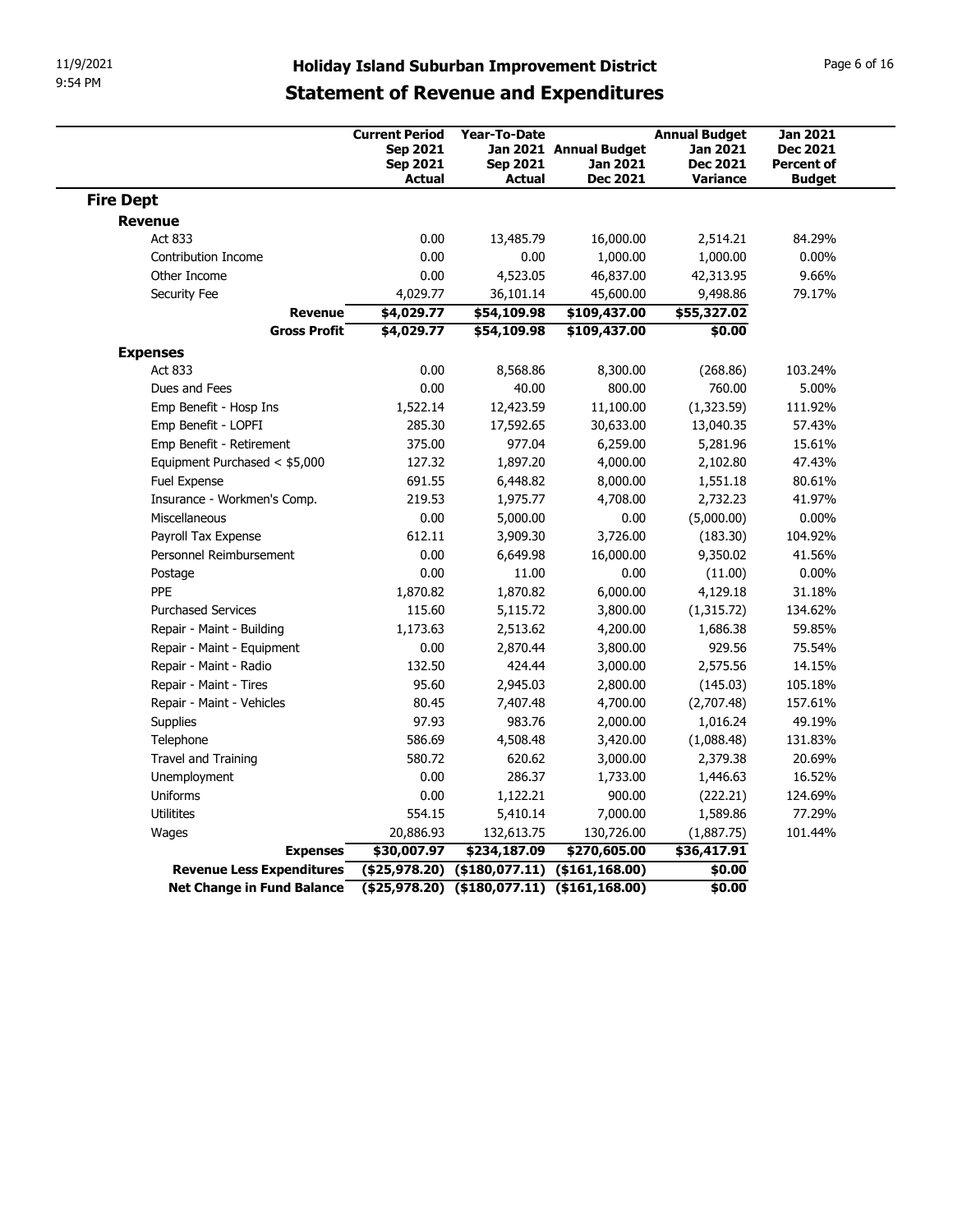# Holiday Island Suburban Improvement District

## Statement of Revenue and Expenditures

| | Current Period Sep 2021 Sep 2021 Actual | Year-To-Date Jan 2021 Sep 2021 Actual | Annual Budget Jan 2021 Dec 2021 | Annual Budget Jan 2021 Dec 2021 Variance | Jan 2021 Dec 2021 Percent of Budget |
|---|---|---|---|---|---|
| **Fire Dept** | | | | | |
| **Revenue** | | | | | |
| Act 833 | 0.00 | 13,485.79 | 16,000.00 | 2,514.21 | 84.29% |
| Contribution Income | 0.00 | 0.00 | 1,000.00 | 1,000.00 | 0.00% |
| Other Income | 0.00 | 4,523.05 | 46,837.00 | 42,313.95 | 9.66% |
| Security Fee | 4,029.77 | 36,101.14 | 45,600.00 | 9,498.86 | 79.17% |
| **Revenue** | **$4,029.77** | **$54,109.98** | **$109,437.00** | **$55,327.02** | |
| **Gross Profit** | **$4,029.77** | **$54,109.98** | **$109,437.00** | **$0.00** | |
| **Expenses** | | | | | |
| Act 833 | 0.00 | 8,568.86 | 8,300.00 | (268.86) | 103.24% |
| Dues and Fees | 0.00 | 40.00 | 800.00 | 760.00 | 5.00% |
| Emp Benefit - Hosp Ins | 1,522.14 | 12,423.59 | 11,100.00 | (1,323.59) | 111.92% |
| Emp Benefit - LOPFI | 285.30 | 17,592.65 | 30,633.00 | 13,040.35 | 57.43% |
| Emp Benefit - Retirement | 375.00 | 977.04 | 6,259.00 | 5,281.96 | 15.61% |
| Equipment Purchased < $5,000 | 127.32 | 1,897.20 | 4,000.00 | 2,102.80 | 47.43% |
| Fuel Expense | 691.55 | 6,448.82 | 8,000.00 | 1,551.18 | 80.61% |
| Insurance - Workmen's Comp. | 219.53 | 1,975.77 | 4,708.00 | 2,732.23 | 41.97% |
| Miscellaneous | 0.00 | 5,000.00 | 0.00 | (5,000.00) | 0.00% |
| Payroll Tax Expense | 612.11 | 3,909.30 | 3,726.00 | (183.30) | 104.92% |
| Personnel Reimbursement | 0.00 | 6,649.98 | 16,000.00 | 9,350.02 | 41.56% |
| Postage | 0.00 | 11.00 | 0.00 | (11.00) | 0.00% |
| PPE | 1,870.82 | 1,870.82 | 6,000.00 | 4,129.18 | 31.18% |
| Purchased Services | 115.60 | 5,115.72 | 3,800.00 | (1,315.72) | 134.62% |
| Repair - Maint - Building | 1,173.63 | 2,513.62 | 4,200.00 | 1,686.38 | 59.85% |
| Repair - Maint - Equipment | 0.00 | 2,870.44 | 3,800.00 | 929.56 | 75.54% |
| Repair - Maint - Radio | 132.50 | 424.44 | 3,000.00 | 2,575.56 | 14.15% |
| Repair - Maint - Tires | 95.60 | 2,945.03 | 2,800.00 | (145.03) | 105.18% |
| Repair - Maint - Vehicles | 80.45 | 7,407.48 | 4,700.00 | (2,707.48) | 157.61% |
| Supplies | 97.93 | 983.76 | 2,000.00 | 1,016.24 | 49.19% |
| Telephone | 586.69 | 4,508.48 | 3,420.00 | (1,088.48) | 131.83% |
| Travel and Training | 580.72 | 620.62 | 3,000.00 | 2,379.38 | 20.69% |
| Unemployment | 0.00 | 286.37 | 1,733.00 | 1,446.63 | 16.52% |
| Uniforms | 0.00 | 1,122.21 | 900.00 | (222.21) | 124.69% |
| Utilitites | 554.15 | 5,410.14 | 7,000.00 | 1,589.86 | 77.29% |
| Wages | 20,886.93 | 132,613.75 | 130,726.00 | (1,887.75) | 101.44% |
| **Expenses** | **$30,007.97** | **$234,187.09** | **$270,605.00** | **$36,417.91** | |
| **Revenue Less Expenditures** | **($25,978.20)** | **($180,077.11)** | **($161,168.00)** | **$0.00** | |
| **Net Change in Fund Balance** | **($25,978.20)** | **($180,077.11)** | **($161,168.00)** | **$0.00** | |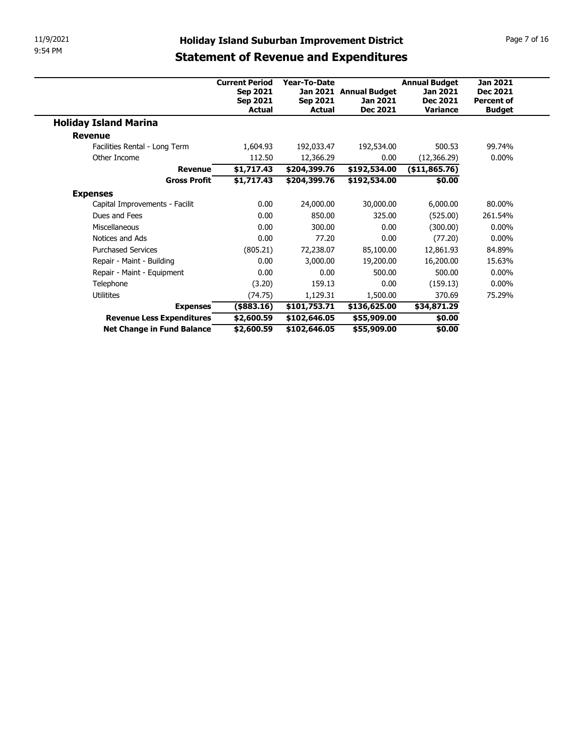# Holiday Island Suburban Improvement District

## Statement of Revenue and Expenditures

| | Current Period Sep 2021 Sep 2021 Actual | Year-To-Date Jan 2021 Sep 2021 Actual | Annual Budget Jan 2021 Dec 2021 | Annual Budget Jan 2021 Dec 2021 Variance | Jan 2021 Dec 2021 Percent of Budget |
|---|---|---|---|---|---|
| **Holiday Island Marina** | | | | | |
| **Revenue** | | | | | |
| Facilities Rental - Long Term | 1,604.93 | 192,033.47 | 192,534.00 | 500.53 | 99.74% |
| Other Income | 112.50 | 12,366.29 | 0.00 | (12,366.29) | 0.00% |
| **Revenue** | **$1,717.43** | **$204,399.76** | **$192,534.00** | **($11,865.76)** | |
| **Gross Profit** | **$1,717.43** | **$204,399.76** | **$192,534.00** | **$0.00** | |
| **Expenses** | | | | | |
| Capital Improvements - Facilit | 0.00 | 24,000.00 | 30,000.00 | 6,000.00 | 80.00% |
| Dues and Fees | 0.00 | 850.00 | 325.00 | (525.00) | 261.54% |
| Miscellaneous | 0.00 | 300.00 | 0.00 | (300.00) | 0.00% |
| Notices and Ads | 0.00 | 77.20 | 0.00 | (77.20) | 0.00% |
| Purchased Services | (805.21) | 72,238.07 | 85,100.00 | 12,861.93 | 84.89% |
| Repair - Maint - Building | 0.00 | 3,000.00 | 19,200.00 | 16,200.00 | 15.63% |
| Repair - Maint - Equipment | 0.00 | 0.00 | 500.00 | 500.00 | 0.00% |
| Telephone | (3.20) | 159.13 | 0.00 | (159.13) | 0.00% |
| Utilitites | (74.75) | 1,129.31 | 1,500.00 | 370.69 | 75.29% |
| **Expenses** | **($883.16)** | **$101,753.71** | **$136,625.00** | **$34,871.29** | |
| **Revenue Less Expenditures** | **$2,600.59** | **$102,646.05** | **$55,909.00** | **$0.00** | |
| **Net Change in Fund Balance** | **$2,600.59** | **$102,646.05** | **$55,909.00** | **$0.00** | |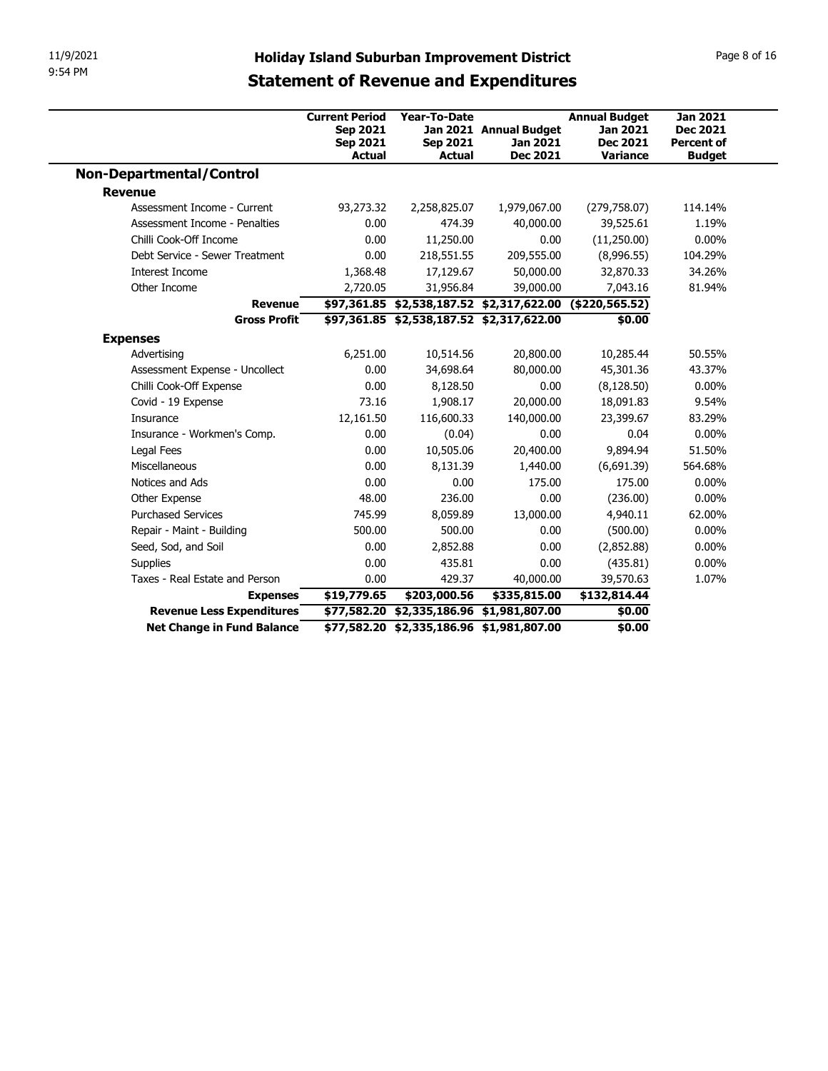# Holiday Island Suburban Improvement District

## Statement of Revenue and Expenditures

| | Current Period Sep 2021 Sep 2021 Actual | Year-To-Date Jan 2021 Sep 2021 Actual | Annual Budget Jan 2021 Dec 2021 | Annual Budget Jan 2021 Dec 2021 Variance | Jan 2021 Dec 2021 Percent of Budget |
|---|---|---|---|---|---|
| **Non-Departmental/Control** | | | | | |
| **Revenue** | | | | | |
| Assessment Income - Current | 93,273.32 | 2,258,825.07 | 1,979,067.00 | (279,758.07) | 114.14% |
| Assessment Income - Penalties | 0.00 | 474.39 | 40,000.00 | 39,525.61 | 1.19% |
| Chilli Cook-Off Income | 0.00 | 11,250.00 | 0.00 | (11,250.00) | 0.00% |
| Debt Service - Sewer Treatment | 0.00 | 218,551.55 | 209,555.00 | (8,996.55) | 104.29% |
| Interest Income | 1,368.48 | 17,129.67 | 50,000.00 | 32,870.33 | 34.26% |
| Other Income | 2,720.05 | 31,956.84 | 39,000.00 | 7,043.16 | 81.94% |
| **Revenue** | **$97,361.85** | **$2,538,187.52** | **$2,317,622.00** | **($220,565.52)** | |
| **Gross Profit** | **$97,361.85** | **$2,538,187.52** | **$2,317,622.00** | **$0.00** | |
| **Expenses** | | | | | |
| Advertising | 6,251.00 | 10,514.56 | 20,800.00 | 10,285.44 | 50.55% |
| Assessment Expense - Uncollect | 0.00 | 34,698.64 | 80,000.00 | 45,301.36 | 43.37% |
| Chilli Cook-Off Expense | 0.00 | 8,128.50 | 0.00 | (8,128.50) | 0.00% |
| Covid - 19 Expense | 73.16 | 1,908.17 | 20,000.00 | 18,091.83 | 9.54% |
| Insurance | 12,161.50 | 116,600.33 | 140,000.00 | 23,399.67 | 83.29% |
| Insurance - Workmen's Comp. | 0.00 | (0.04) | 0.00 | 0.04 | 0.00% |
| Legal Fees | 0.00 | 10,505.06 | 20,400.00 | 9,894.94 | 51.50% |
| Miscellaneous | 0.00 | 8,131.39 | 1,440.00 | (6,691.39) | 564.68% |
| Notices and Ads | 0.00 | 0.00 | 175.00 | 175.00 | 0.00% |
| Other Expense | 48.00 | 236.00 | 0.00 | (236.00) | 0.00% |
| Purchased Services | 745.99 | 8,059.89 | 13,000.00 | 4,940.11 | 62.00% |
| Repair - Maint - Building | 500.00 | 500.00 | 0.00 | (500.00) | 0.00% |
| Seed, Sod, and Soil | 0.00 | 2,852.88 | 0.00 | (2,852.88) | 0.00% |
| Supplies | 0.00 | 435.81 | 0.00 | (435.81) | 0.00% |
| Taxes - Real Estate and Person | 0.00 | 429.37 | 40,000.00 | 39,570.63 | 1.07% |
| **Expenses** | **$19,779.65** | **$203,000.56** | **$335,815.00** | **$132,814.44** | |
| **Revenue Less Expenditures** | **$77,582.20** | **$2,335,186.96** | **$1,981,807.00** | **$0.00** | |
| **Net Change in Fund Balance** | **$77,582.20** | **$2,335,186.96** | **$1,981,807.00** | **$0.00** | |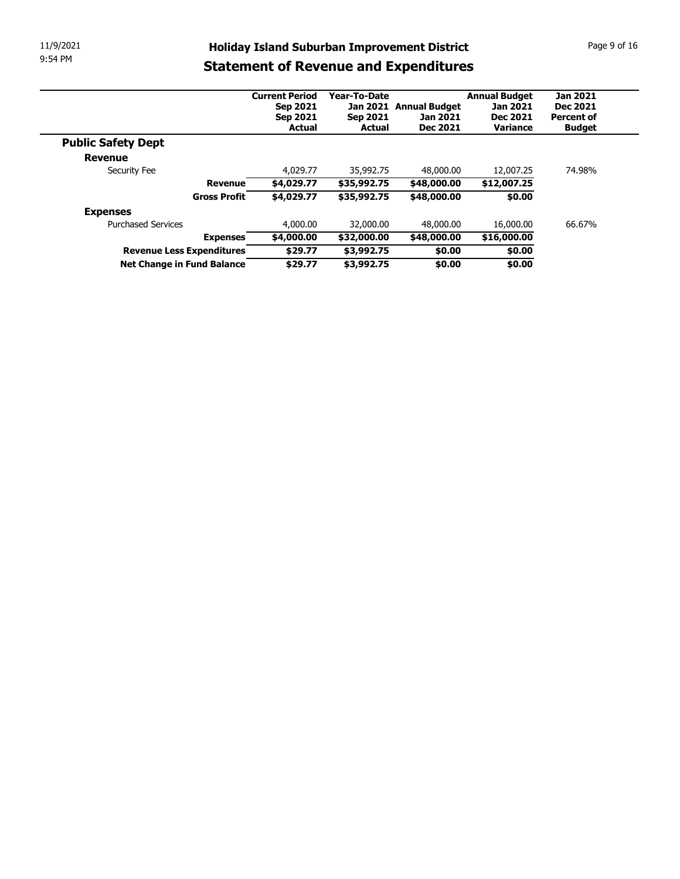# Holiday Island Suburban Improvement District

## Statement of Revenue and Expenditures

| | Current Period Sep 2021 Sep 2021 Actual | Year-To-Date Jan 2021 Sep 2021 Actual | Annual Budget Jan 2021 Dec 2021 | Annual Budget Jan 2021 Dec 2021 Variance | Jan 2021 Dec 2021 Percent of Budget |
|---|---|---|---|---|---|
| **Public Safety Dept** | | | | | |
| **Revenue** | | | | | |
| Security Fee | 4,029.77 | 35,992.75 | 48,000.00 | 12,007.25 | 74.98% |
| **Revenue** | **$4,029.77** | **$35,992.75** | **$48,000.00** | **$12,007.25** | |
| **Gross Profit** | **$4,029.77** | **$35,992.75** | **$48,000.00** | **$0.00** | |
| **Expenses** | | | | | |
| Purchased Services | 4,000.00 | 32,000.00 | 48,000.00 | 16,000.00 | 66.67% |
| **Expenses** | **$4,000.00** | **$32,000.00** | **$48,000.00** | **$16,000.00** | |
| **Revenue Less Expenditures** | **$29.77** | **$3,992.75** | **$0.00** | **$0.00** | |
| **Net Change in Fund Balance** | **$29.77** | **$3,992.75** | **$0.00** | **$0.00** | |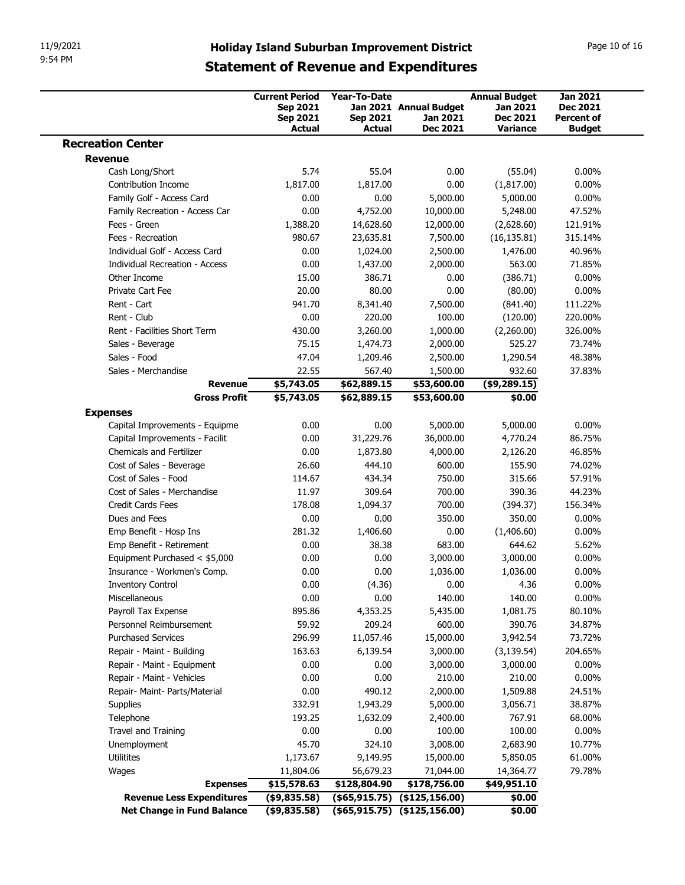# Holiday Island Suburban Improvement District

## Statement of Revenue and Expenditures

| | Current Period Sep 2021 Sep 2021 Actual | Year-To-Date Jan 2021 Sep 2021 Actual | Annual Budget Jan 2021 Dec 2021 | Annual Budget Jan 2021 Dec 2021 Variance | Jan 2021 Dec 2021 Percent of Budget |
|---|---|---|---|---|---|
| **Recreation Center** | | | | | |
| **Revenue** | | | | | |
| Cash Long/Short | 5.74 | 55.04 | 0.00 | (55.04) | 0.00% |
| Contribution Income | 1,817.00 | 1,817.00 | 0.00 | (1,817.00) | 0.00% |
| Family Golf - Access Card | 0.00 | 0.00 | 5,000.00 | 5,000.00 | 0.00% |
| Family Recreation - Access Car | 0.00 | 4,752.00 | 10,000.00 | 5,248.00 | 47.52% |
| Fees - Green | 1,388.20 | 14,628.60 | 12,000.00 | (2,628.60) | 121.91% |
| Fees - Recreation | 980.67 | 23,635.81 | 7,500.00 | (16,135.81) | 315.14% |
| Individual Golf - Access Card | 0.00 | 1,024.00 | 2,500.00 | 1,476.00 | 40.96% |
| Individual Recreation - Access | 0.00 | 1,437.00 | 2,000.00 | 563.00 | 71.85% |
| Other Income | 15.00 | 386.71 | 0.00 | (386.71) | 0.00% |
| Private Cart Fee | 20.00 | 80.00 | 0.00 | (80.00) | 0.00% |
| Rent - Cart | 941.70 | 8,341.40 | 7,500.00 | (841.40) | 111.22% |
| Rent - Club | 0.00 | 220.00 | 100.00 | (120.00) | 220.00% |
| Rent - Facilities Short Term | 430.00 | 3,260.00 | 1,000.00 | (2,260.00) | 326.00% |
| Sales - Beverage | 75.15 | 1,474.73 | 2,000.00 | 525.27 | 73.74% |
| Sales - Food | 47.04 | 1,209.46 | 2,500.00 | 1,290.54 | 48.38% |
| Sales - Merchandise | 22.55 | 567.40 | 1,500.00 | 932.60 | 37.83% |
| **Revenue** | **$5,743.05** | **$62,889.15** | **$53,600.00** | **($9,289.15)** | |
| **Gross Profit** | **$5,743.05** | **$62,889.15** | **$53,600.00** | **$0.00** | |
| **Expenses** | | | | | |
| Capital Improvements - Equipme | 0.00 | 0.00 | 5,000.00 | 5,000.00 | 0.00% |
| Capital Improvements - Facilit | 0.00 | 31,229.76 | 36,000.00 | 4,770.24 | 86.75% |
| Chemicals and Fertilizer | 0.00 | 1,873.80 | 4,000.00 | 2,126.20 | 46.85% |
| Cost of Sales - Beverage | 26.60 | 444.10 | 600.00 | 155.90 | 74.02% |
| Cost of Sales - Food | 114.67 | 434.34 | 750.00 | 315.66 | 57.91% |
| Cost of Sales - Merchandise | 11.97 | 309.64 | 700.00 | 390.36 | 44.23% |
| Credit Cards Fees | 178.08 | 1,094.37 | 700.00 | (394.37) | 156.34% |
| Dues and Fees | 0.00 | 0.00 | 350.00 | 350.00 | 0.00% |
| Emp Benefit - Hosp Ins | 281.32 | 1,406.60 | 0.00 | (1,406.60) | 0.00% |
| Emp Benefit - Retirement | 0.00 | 38.38 | 683.00 | 644.62 | 5.62% |
| Equipment Purchased < $5,000 | 0.00 | 0.00 | 3,000.00 | 3,000.00 | 0.00% |
| Insurance - Workmen's Comp. | 0.00 | 0.00 | 1,036.00 | 1,036.00 | 0.00% |
| Inventory Control | 0.00 | (4.36) | 0.00 | 4.36 | 0.00% |
| Miscellaneous | 0.00 | 0.00 | 140.00 | 140.00 | 0.00% |
| Payroll Tax Expense | 895.86 | 4,353.25 | 5,435.00 | 1,081.75 | 80.10% |
| Personnel Reimbursement | 59.92 | 209.24 | 600.00 | 390.76 | 34.87% |
| Purchased Services | 296.99 | 11,057.46 | 15,000.00 | 3,942.54 | 73.72% |
| Repair - Maint - Building | 163.63 | 6,139.54 | 3,000.00 | (3,139.54) | 204.65% |
| Repair - Maint - Equipment | 0.00 | 0.00 | 3,000.00 | 3,000.00 | 0.00% |
| Repair - Maint - Vehicles | 0.00 | 0.00 | 210.00 | 210.00 | 0.00% |
| Repair- Maint- Parts/Material | 0.00 | 490.12 | 2,000.00 | 1,509.88 | 24.51% |
| Supplies | 332.91 | 1,943.29 | 5,000.00 | 3,056.71 | 38.87% |
| Telephone | 193.25 | 1,632.09 | 2,400.00 | 767.91 | 68.00% |
| Travel and Training | 0.00 | 0.00 | 100.00 | 100.00 | 0.00% |
| Unemployment | 45.70 | 324.10 | 3,008.00 | 2,683.90 | 10.77% |
| Utilitites | 1,173.67 | 9,149.95 | 15,000.00 | 5,850.05 | 61.00% |
| Wages | 11,804.06 | 56,679.23 | 71,044.00 | 14,364.77 | 79.78% |
| **Expenses** | **$15,578.63** | **$128,804.90** | **$178,756.00** | **$49,951.10** | |
| **Revenue Less Expenditures** | **($9,835.58)** | **($65,915.75)** | **($125,156.00)** | **$0.00** | |
| **Net Change in Fund Balance** | **($9,835.58)** | **($65,915.75)** | **($125,156.00)** | **$0.00** | |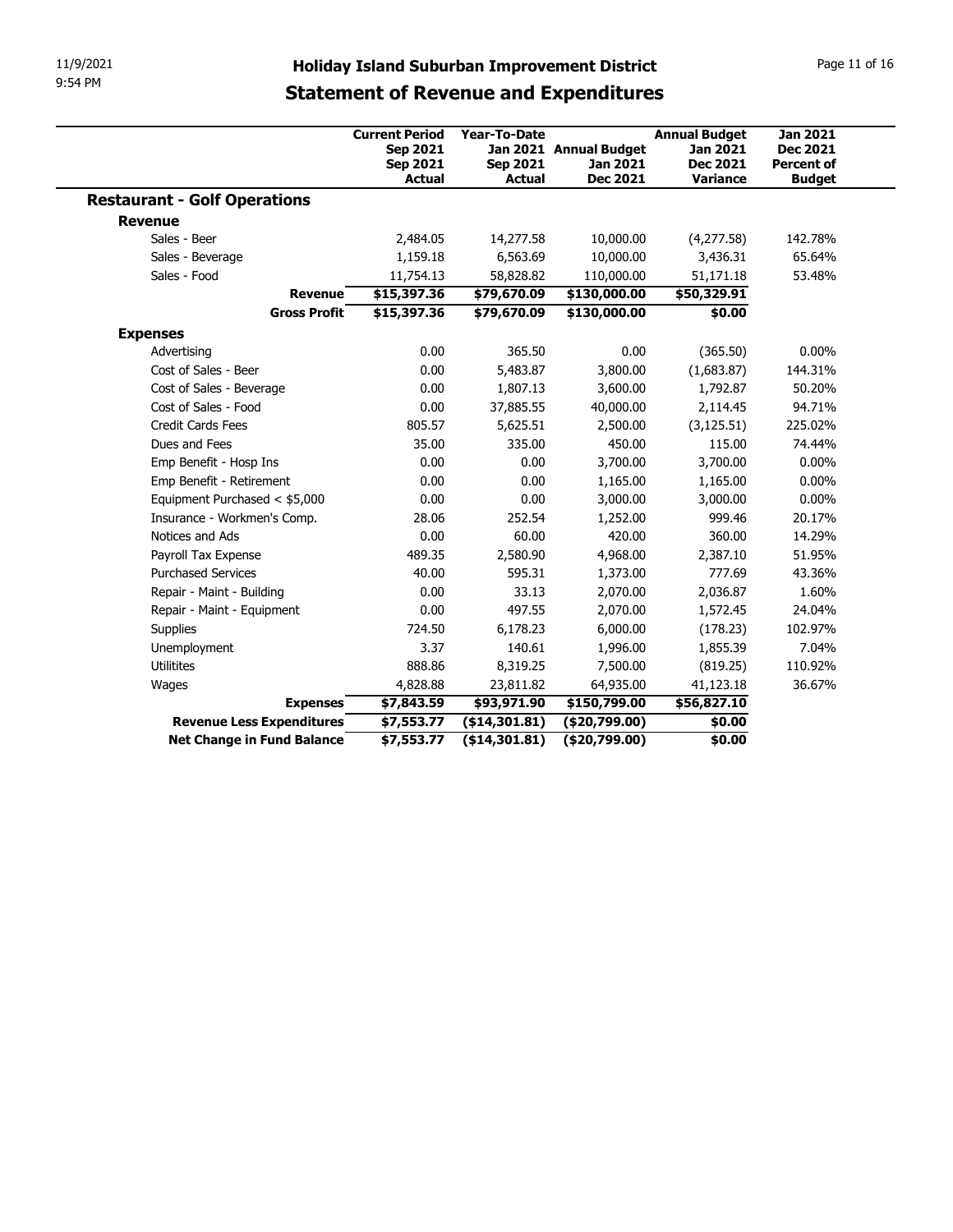# Holiday Island Suburban Improvement District

## Statement of Revenue and Expenditures

| | Current Period Sep 2021 Sep 2021 Actual | Year-To-Date Jan 2021 Sep 2021 Actual | Annual Budget Jan 2021 Dec 2021 | Annual Budget Jan 2021 Dec 2021 Variance | Jan 2021 Dec 2021 Percent of Budget |
|---|---|---|---|---|---|
| **Restaurant - Golf Operations** | | | | | |
| **Revenue** | | | | | |
| Sales - Beer | 2,484.05 | 14,277.58 | 10,000.00 | (4,277.58) | 142.78% |
| Sales - Beverage | 1,159.18 | 6,563.69 | 10,000.00 | 3,436.31 | 65.64% |
| Sales - Food | 11,754.13 | 58,828.82 | 110,000.00 | 51,171.18 | 53.48% |
| **Revenue** | **$15,397.36** | **$79,670.09** | **$130,000.00** | **$50,329.91** | |
| **Gross Profit** | **$15,397.36** | **$79,670.09** | **$130,000.00** | **$0.00** | |
| **Expenses** | | | | | |
| Advertising | 0.00 | 365.50 | 0.00 | (365.50) | 0.00% |
| Cost of Sales - Beer | 0.00 | 5,483.87 | 3,800.00 | (1,683.87) | 144.31% |
| Cost of Sales - Beverage | 0.00 | 1,807.13 | 3,600.00 | 1,792.87 | 50.20% |
| Cost of Sales - Food | 0.00 | 37,885.55 | 40,000.00 | 2,114.45 | 94.71% |
| Credit Cards Fees | 805.57 | 5,625.51 | 2,500.00 | (3,125.51) | 225.02% |
| Dues and Fees | 35.00 | 335.00 | 450.00 | 115.00 | 74.44% |
| Emp Benefit - Hosp Ins | 0.00 | 0.00 | 3,700.00 | 3,700.00 | 0.00% |
| Emp Benefit - Retirement | 0.00 | 0.00 | 1,165.00 | 1,165.00 | 0.00% |
| Equipment Purchased < $5,000 | 0.00 | 0.00 | 3,000.00 | 3,000.00 | 0.00% |
| Insurance - Workmen's Comp. | 28.06 | 252.54 | 1,252.00 | 999.46 | 20.17% |
| Notices and Ads | 0.00 | 60.00 | 420.00 | 360.00 | 14.29% |
| Payroll Tax Expense | 489.35 | 2,580.90 | 4,968.00 | 2,387.10 | 51.95% |
| Purchased Services | 40.00 | 595.31 | 1,373.00 | 777.69 | 43.36% |
| Repair - Maint - Building | 0.00 | 33.13 | 2,070.00 | 2,036.87 | 1.60% |
| Repair - Maint - Equipment | 0.00 | 497.55 | 2,070.00 | 1,572.45 | 24.04% |
| Supplies | 724.50 | 6,178.23 | 6,000.00 | (178.23) | 102.97% |
| Unemployment | 3.37 | 140.61 | 1,996.00 | 1,855.39 | 7.04% |
| Utilitites | 888.86 | 8,319.25 | 7,500.00 | (819.25) | 110.92% |
| Wages | 4,828.88 | 23,811.82 | 64,935.00 | 41,123.18 | 36.67% |
| **Expenses** | **$7,843.59** | **$93,971.90** | **$150,799.00** | **$56,827.10** | |
| **Revenue Less Expenditures** | **$7,553.77** | **($14,301.81)** | **($20,799.00)** | **$0.00** | |
| **Net Change in Fund Balance** | **$7,553.77** | **($14,301.81)** | **($20,799.00)** | **$0.00** | |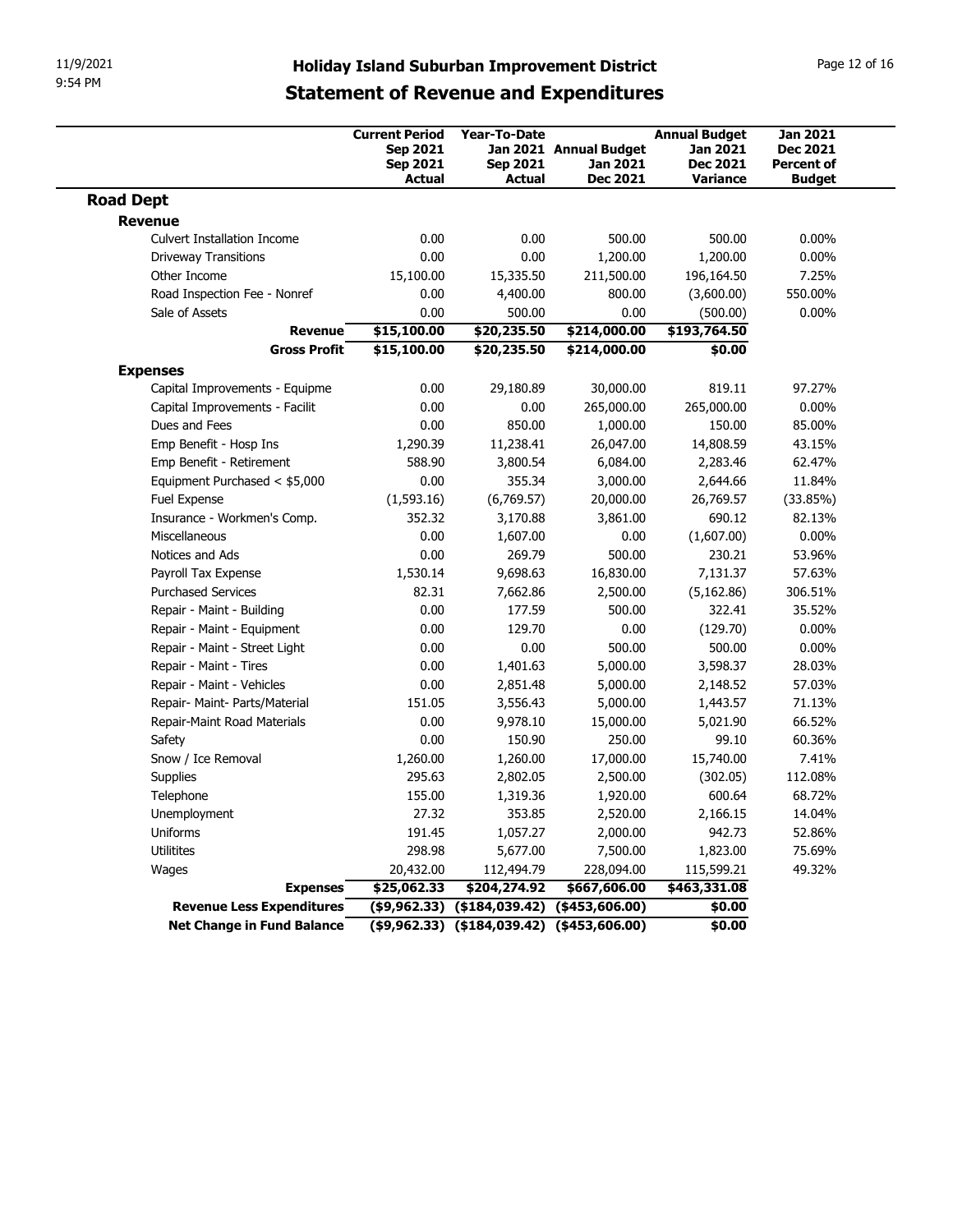# Holiday Island Suburban Improvement District

## Statement of Revenue and Expenditures

| | Current Period Sep 2021 Sep 2021 Actual | Year-To-Date Jan 2021 Sep 2021 Actual | Annual Budget Jan 2021 Dec 2021 | Annual Budget Jan 2021 Dec 2021 Variance | Jan 2021 Dec 2021 Percent of Budget |
|---|---|---|---|---|---|
| **Road Dept** | | | | | |
| **Revenue** | | | | | |
| Culvert Installation Income | 0.00 | 0.00 | 500.00 | 500.00 | 0.00% |
| Driveway Transitions | 0.00 | 0.00 | 1,200.00 | 1,200.00 | 0.00% |
| Other Income | 15,100.00 | 15,335.50 | 211,500.00 | 196,164.50 | 7.25% |
| Road Inspection Fee - Nonref | 0.00 | 4,400.00 | 800.00 | (3,600.00) | 550.00% |
| Sale of Assets | 0.00 | 500.00 | 0.00 | (500.00) | 0.00% |
| **Revenue** | **$15,100.00** | **$20,235.50** | **$214,000.00** | **$193,764.50** | |
| **Gross Profit** | **$15,100.00** | **$20,235.50** | **$214,000.00** | **$0.00** | |
| **Expenses** | | | | | |
| Capital Improvements - Equipme | 0.00 | 29,180.89 | 30,000.00 | 819.11 | 97.27% |
| Capital Improvements - Facilit | 0.00 | 0.00 | 265,000.00 | 265,000.00 | 0.00% |
| Dues and Fees | 0.00 | 850.00 | 1,000.00 | 150.00 | 85.00% |
| Emp Benefit - Hosp Ins | 1,290.39 | 11,238.41 | 26,047.00 | 14,808.59 | 43.15% |
| Emp Benefit - Retirement | 588.90 | 3,800.54 | 6,084.00 | 2,283.46 | 62.47% |
| Equipment Purchased < $5,000 | 0.00 | 355.34 | 3,000.00 | 2,644.66 | 11.84% |
| Fuel Expense | (1,593.16) | (6,769.57) | 20,000.00 | 26,769.57 | (33.85%) |
| Insurance - Workmen's Comp. | 352.32 | 3,170.88 | 3,861.00 | 690.12 | 82.13% |
| Miscellaneous | 0.00 | 1,607.00 | 0.00 | (1,607.00) | 0.00% |
| Notices and Ads | 0.00 | 269.79 | 500.00 | 230.21 | 53.96% |
| Payroll Tax Expense | 1,530.14 | 9,698.63 | 16,830.00 | 7,131.37 | 57.63% |
| Purchased Services | 82.31 | 7,662.86 | 2,500.00 | (5,162.86) | 306.51% |
| Repair - Maint - Building | 0.00 | 177.59 | 500.00 | 322.41 | 35.52% |
| Repair - Maint - Equipment | 0.00 | 129.70 | 0.00 | (129.70) | 0.00% |
| Repair - Maint - Street Light | 0.00 | 0.00 | 500.00 | 500.00 | 0.00% |
| Repair - Maint - Tires | 0.00 | 1,401.63 | 5,000.00 | 3,598.37 | 28.03% |
| Repair - Maint - Vehicles | 0.00 | 2,851.48 | 5,000.00 | 2,148.52 | 57.03% |
| Repair- Maint- Parts/Material | 151.05 | 3,556.43 | 5,000.00 | 1,443.57 | 71.13% |
| Repair-Maint Road Materials | 0.00 | 9,978.10 | 15,000.00 | 5,021.90 | 66.52% |
| Safety | 0.00 | 150.90 | 250.00 | 99.10 | 60.36% |
| Snow / Ice Removal | 1,260.00 | 1,260.00 | 17,000.00 | 15,740.00 | 7.41% |
| Supplies | 295.63 | 2,802.05 | 2,500.00 | (302.05) | 112.08% |
| Telephone | 155.00 | 1,319.36 | 1,920.00 | 600.64 | 68.72% |
| Unemployment | 27.32 | 353.85 | 2,520.00 | 2,166.15 | 14.04% |
| Uniforms | 191.45 | 1,057.27 | 2,000.00 | 942.73 | 52.86% |
| Utilitites | 298.98 | 5,677.00 | 7,500.00 | 1,823.00 | 75.69% |
| Wages | 20,432.00 | 112,494.79 | 228,094.00 | 115,599.21 | 49.32% |
| **Expenses** | **$25,062.33** | **$204,274.92** | **$667,606.00** | **$463,331.08** | |
| **Revenue Less Expenditures** | **($9,962.33)** | **($184,039.42)** | **($453,606.00)** | **$0.00** | |
| **Net Change in Fund Balance** | **($9,962.33)** | **($184,039.42)** | **($453,606.00)** | **$0.00** | |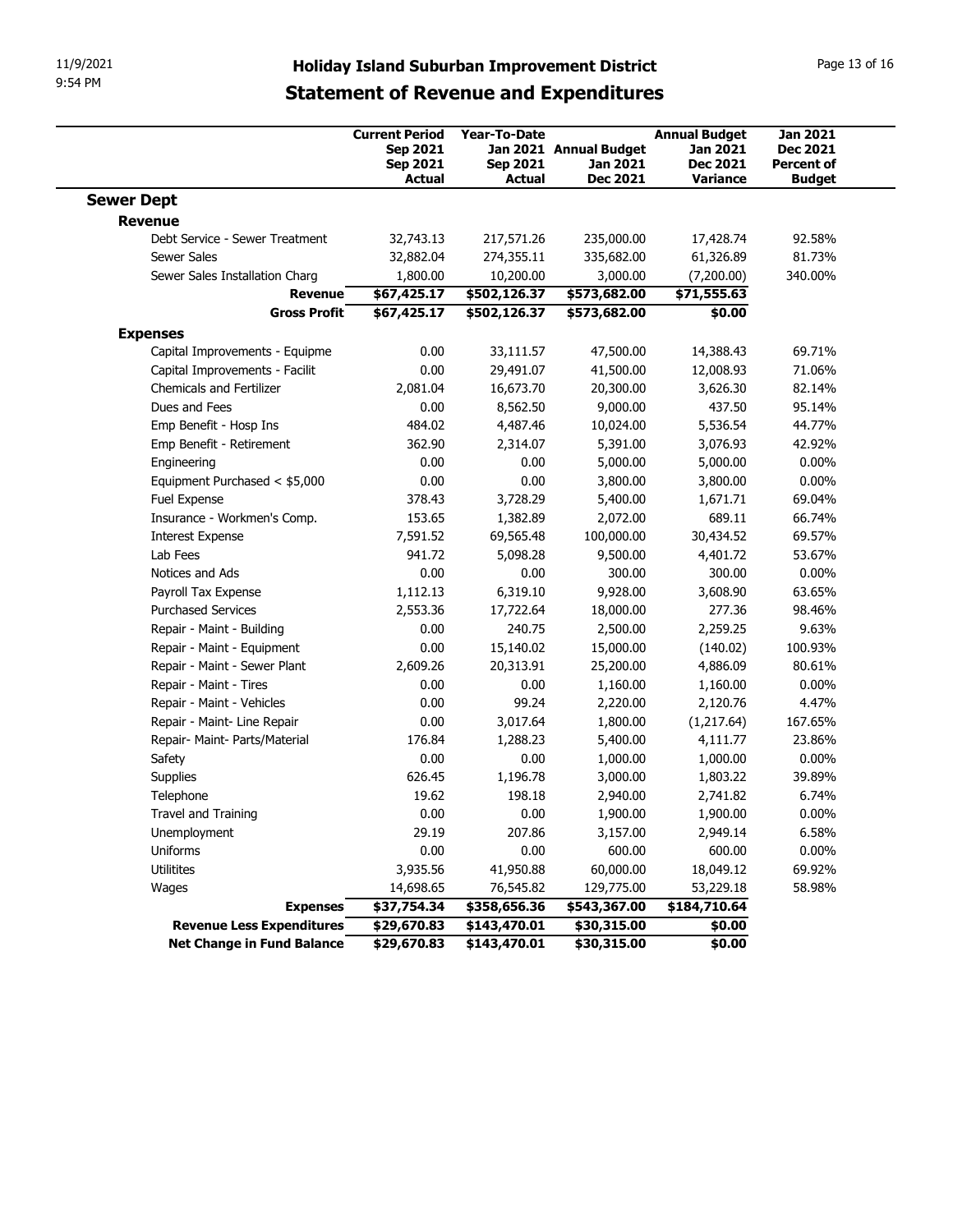# Holiday Island Suburban Improvement District

## Statement of Revenue and Expenditures

| | Current Period Sep 2021 Sep 2021 Actual | Year-To-Date Jan 2021 Sep 2021 Actual | Annual Budget Jan 2021 Dec 2021 | Annual Budget Jan 2021 Dec 2021 Variance | Jan 2021 Dec 2021 Percent of Budget |
|---|---|---|---|---|---|
| **Sewer Dept** | | | | | |
| **Revenue** | | | | | |
| Debt Service - Sewer Treatment | 32,743.13 | 217,571.26 | 235,000.00 | 17,428.74 | 92.58% |
| Sewer Sales | 32,882.04 | 274,355.11 | 335,682.00 | 61,326.89 | 81.73% |
| Sewer Sales Installation Charg | 1,800.00 | 10,200.00 | 3,000.00 | (7,200.00) | 340.00% |
| **Revenue** | **$67,425.17** | **$502,126.37** | **$573,682.00** | **$71,555.63** | |
| **Gross Profit** | **$67,425.17** | **$502,126.37** | **$573,682.00** | **$0.00** | |
| **Expenses** | | | | | |
| Capital Improvements - Equipme | 0.00 | 33,111.57 | 47,500.00 | 14,388.43 | 69.71% |
| Capital Improvements - Facilit | 0.00 | 29,491.07 | 41,500.00 | 12,008.93 | 71.06% |
| Chemicals and Fertilizer | 2,081.04 | 16,673.70 | 20,300.00 | 3,626.30 | 82.14% |
| Dues and Fees | 0.00 | 8,562.50 | 9,000.00 | 437.50 | 95.14% |
| Emp Benefit - Hosp Ins | 484.02 | 4,487.46 | 10,024.00 | 5,536.54 | 44.77% |
| Emp Benefit - Retirement | 362.90 | 2,314.07 | 5,391.00 | 3,076.93 | 42.92% |
| Engineering | 0.00 | 0.00 | 5,000.00 | 5,000.00 | 0.00% |
| Equipment Purchased < $5,000 | 0.00 | 0.00 | 3,800.00 | 3,800.00 | 0.00% |
| Fuel Expense | 378.43 | 3,728.29 | 5,400.00 | 1,671.71 | 69.04% |
| Insurance - Workmen's Comp. | 153.65 | 1,382.89 | 2,072.00 | 689.11 | 66.74% |
| Interest Expense | 7,591.52 | 69,565.48 | 100,000.00 | 30,434.52 | 69.57% |
| Lab Fees | 941.72 | 5,098.28 | 9,500.00 | 4,401.72 | 53.67% |
| Notices and Ads | 0.00 | 0.00 | 300.00 | 300.00 | 0.00% |
| Payroll Tax Expense | 1,112.13 | 6,319.10 | 9,928.00 | 3,608.90 | 63.65% |
| Purchased Services | 2,553.36 | 17,722.64 | 18,000.00 | 277.36 | 98.46% |
| Repair - Maint - Building | 0.00 | 240.75 | 2,500.00 | 2,259.25 | 9.63% |
| Repair - Maint - Equipment | 0.00 | 15,140.02 | 15,000.00 | (140.02) | 100.93% |
| Repair - Maint - Sewer Plant | 2,609.26 | 20,313.91 | 25,200.00 | 4,886.09 | 80.61% |
| Repair - Maint - Tires | 0.00 | 0.00 | 1,160.00 | 1,160.00 | 0.00% |
| Repair - Maint - Vehicles | 0.00 | 99.24 | 2,220.00 | 2,120.76 | 4.47% |
| Repair - Maint- Line Repair | 0.00 | 3,017.64 | 1,800.00 | (1,217.64) | 167.65% |
| Repair- Maint- Parts/Material | 176.84 | 1,288.23 | 5,400.00 | 4,111.77 | 23.86% |
| Safety | 0.00 | 0.00 | 1,000.00 | 1,000.00 | 0.00% |
| Supplies | 626.45 | 1,196.78 | 3,000.00 | 1,803.22 | 39.89% |
| Telephone | 19.62 | 198.18 | 2,940.00 | 2,741.82 | 6.74% |
| Travel and Training | 0.00 | 0.00 | 1,900.00 | 1,900.00 | 0.00% |
| Unemployment | 29.19 | 207.86 | 3,157.00 | 2,949.14 | 6.58% |
| Uniforms | 0.00 | 0.00 | 600.00 | 600.00 | 0.00% |
| Utilitites | 3,935.56 | 41,950.88 | 60,000.00 | 18,049.12 | 69.92% |
| Wages | 14,698.65 | 76,545.82 | 129,775.00 | 53,229.18 | 58.98% |
| **Expenses** | **$37,754.34** | **$358,656.36** | **$543,367.00** | **$184,710.64** | |
| **Revenue Less Expenditures** | **$29,670.83** | **$143,470.01** | **$30,315.00** | **$0.00** | |
| **Net Change in Fund Balance** | **$29,670.83** | **$143,470.01** | **$30,315.00** | **$0.00** | |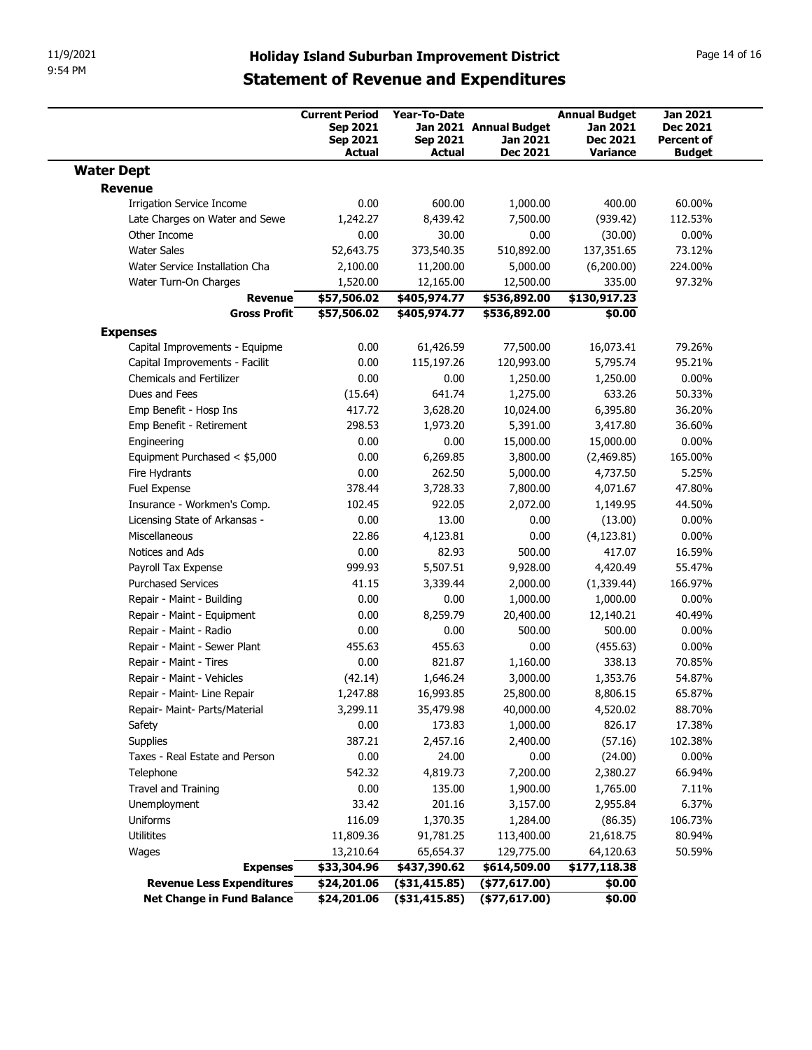# Holiday Island Suburban Improvement District

## Statement of Revenue and Expenditures

| | Current Period Sep 2021 Sep 2021 Actual | Year-To-Date Jan 2021 Sep 2021 Actual | Annual Budget Jan 2021 Dec 2021 | Annual Budget Jan 2021 Dec 2021 Variance | Jan 2021 Dec 2021 Percent of Budget |
|---|---|---|---|---|---|
| **Water Dept** | | | | | |
| **Revenue** | | | | | |
| Irrigation Service Income | 0.00 | 600.00 | 1,000.00 | 400.00 | 60.00% |
| Late Charges on Water and Sewe | 1,242.27 | 8,439.42 | 7,500.00 | (939.42) | 112.53% |
| Other Income | 0.00 | 30.00 | 0.00 | (30.00) | 0.00% |
| Water Sales | 52,643.75 | 373,540.35 | 510,892.00 | 137,351.65 | 73.12% |
| Water Service Installation Cha | 2,100.00 | 11,200.00 | 5,000.00 | (6,200.00) | 224.00% |
| Water Turn-On Charges | 1,520.00 | 12,165.00 | 12,500.00 | 335.00 | 97.32% |
| **Revenue** | **$57,506.02** | **$405,974.77** | **$536,892.00** | **$130,917.23** | |
| **Gross Profit** | **$57,506.02** | **$405,974.77** | **$536,892.00** | **$0.00** | |
| **Expenses** | | | | | |
| Capital Improvements - Equipme | 0.00 | 61,426.59 | 77,500.00 | 16,073.41 | 79.26% |
| Capital Improvements - Facilit | 0.00 | 115,197.26 | 120,993.00 | 5,795.74 | 95.21% |
| Chemicals and Fertilizer | 0.00 | 0.00 | 1,250.00 | 1,250.00 | 0.00% |
| Dues and Fees | (15.64) | 641.74 | 1,275.00 | 633.26 | 50.33% |
| Emp Benefit - Hosp Ins | 417.72 | 3,628.20 | 10,024.00 | 6,395.80 | 36.20% |
| Emp Benefit - Retirement | 298.53 | 1,973.20 | 5,391.00 | 3,417.80 | 36.60% |
| Engineering | 0.00 | 0.00 | 15,000.00 | 15,000.00 | 0.00% |
| Equipment Purchased < $5,000 | 0.00 | 6,269.85 | 3,800.00 | (2,469.85) | 165.00% |
| Fire Hydrants | 0.00 | 262.50 | 5,000.00 | 4,737.50 | 5.25% |
| Fuel Expense | 378.44 | 3,728.33 | 7,800.00 | 4,071.67 | 47.80% |
| Insurance - Workmen's Comp. | 102.45 | 922.05 | 2,072.00 | 1,149.95 | 44.50% |
| Licensing State of Arkansas - | 0.00 | 13.00 | 0.00 | (13.00) | 0.00% |
| Miscellaneous | 22.86 | 4,123.81 | 0.00 | (4,123.81) | 0.00% |
| Notices and Ads | 0.00 | 82.93 | 500.00 | 417.07 | 16.59% |
| Payroll Tax Expense | 999.93 | 5,507.51 | 9,928.00 | 4,420.49 | 55.47% |
| Purchased Services | 41.15 | 3,339.44 | 2,000.00 | (1,339.44) | 166.97% |
| Repair - Maint - Building | 0.00 | 0.00 | 1,000.00 | 1,000.00 | 0.00% |
| Repair - Maint - Equipment | 0.00 | 8,259.79 | 20,400.00 | 12,140.21 | 40.49% |
| Repair - Maint - Radio | 0.00 | 0.00 | 500.00 | 500.00 | 0.00% |
| Repair - Maint - Sewer Plant | 455.63 | 455.63 | 0.00 | (455.63) | 0.00% |
| Repair - Maint - Tires | 0.00 | 821.87 | 1,160.00 | 338.13 | 70.85% |
| Repair - Maint - Vehicles | (42.14) | 1,646.24 | 3,000.00 | 1,353.76 | 54.87% |
| Repair - Maint- Line Repair | 1,247.88 | 16,993.85 | 25,800.00 | 8,806.15 | 65.87% |
| Repair- Maint- Parts/Material | 3,299.11 | 35,479.98 | 40,000.00 | 4,520.02 | 88.70% |
| Safety | 0.00 | 173.83 | 1,000.00 | 826.17 | 17.38% |
| Supplies | 387.21 | 2,457.16 | 2,400.00 | (57.16) | 102.38% |
| Taxes - Real Estate and Person | 0.00 | 24.00 | 0.00 | (24.00) | 0.00% |
| Telephone | 542.32 | 4,819.73 | 7,200.00 | 2,380.27 | 66.94% |
| Travel and Training | 0.00 | 135.00 | 1,900.00 | 1,765.00 | 7.11% |
| Unemployment | 33.42 | 201.16 | 3,157.00 | 2,955.84 | 6.37% |
| Uniforms | 116.09 | 1,370.35 | 1,284.00 | (86.35) | 106.73% |
| Utilitites | 11,809.36 | 91,781.25 | 113,400.00 | 21,618.75 | 80.94% |
| Wages | 13,210.64 | 65,654.37 | 129,775.00 | 64,120.63 | 50.59% |
| **Expenses** | **$33,304.96** | **$437,390.62** | **$614,509.00** | **$177,118.38** | |
| **Revenue Less Expenditures** | **$24,201.06** | **($31,415.85)** | **($77,617.00)** | **$0.00** | |
| **Net Change in Fund Balance** | **$24,201.06** | **($31,415.85)** | **($77,617.00)** | **$0.00** | |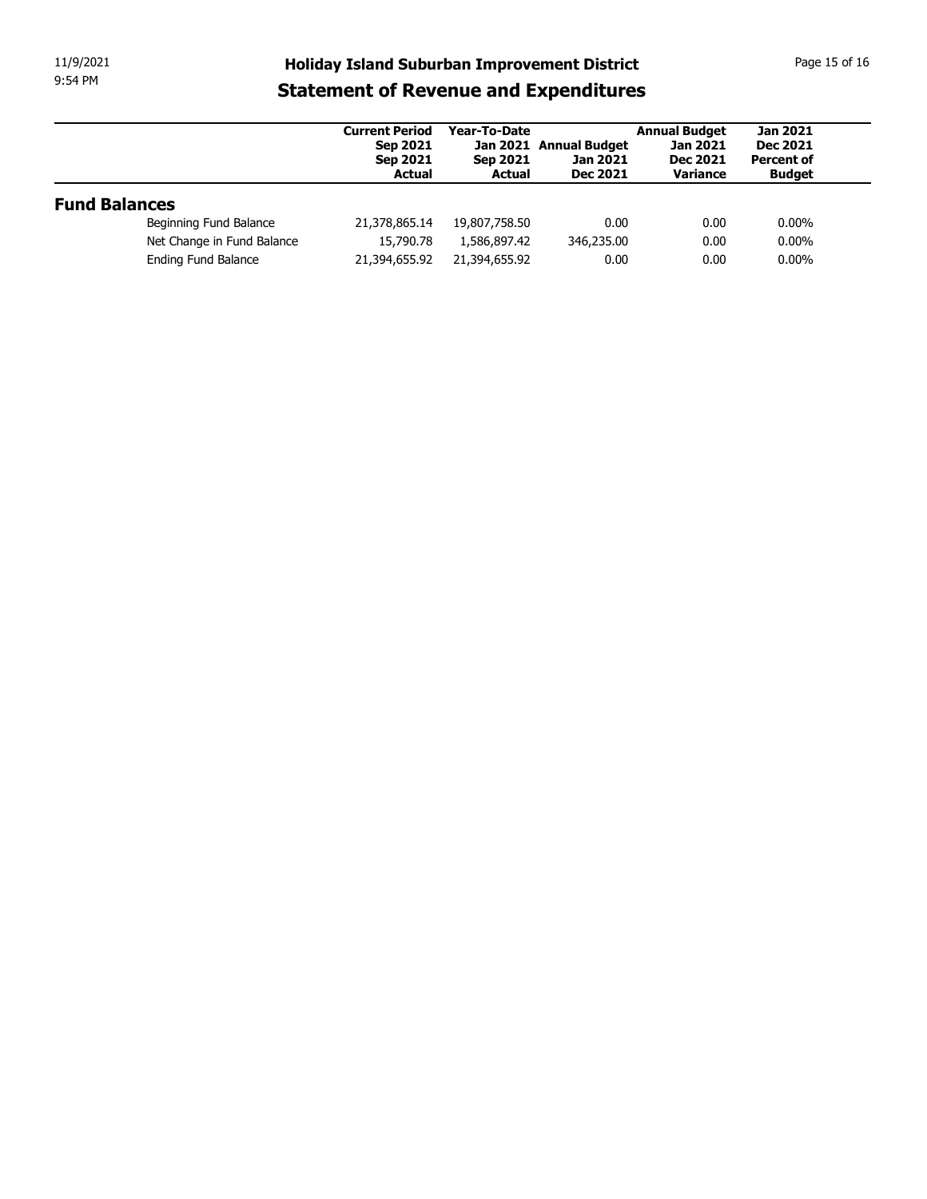# Holiday Island Suburban Improvement District

## Statement of Revenue and Expenditures

| | Current Period Sep 2021 Sep 2021 Actual | Year-To-Date Jan 2021 Sep 2021 Actual | Annual Budget Jan 2021 Dec 2021 | Annual Budget Jan 2021 Dec 2021 Variance | Jan 2021 Dec 2021 Percent of Budget |
|---|---|---|---|---|---|
| **Fund Balances** | | | | | |
| Beginning Fund Balance | 21,378,865.14 | 19,807,758.50 | 0.00 | 0.00 | 0.00% |
| Net Change in Fund Balance | 15,790.78 | 1,586,897.42 | 346,235.00 | 0.00 | 0.00% |
| Ending Fund Balance | 21,394,655.92 | 21,394,655.92 | 0.00 | 0.00 | 0.00% |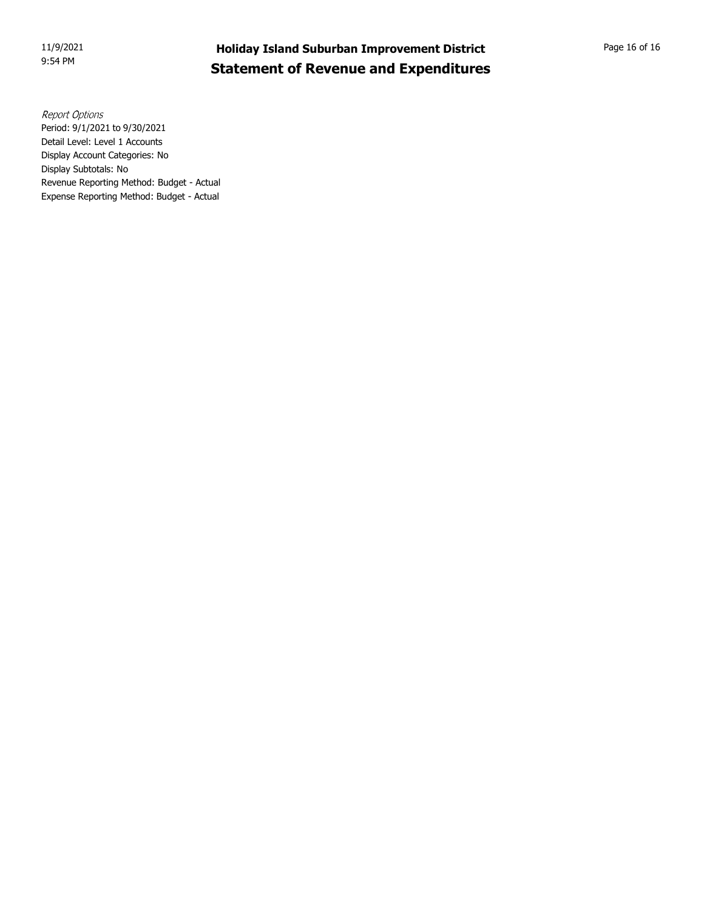*Report Options*

Period: 9/1/2021 to 9/30/2021

Detail Level: Level 1 Accounts

Display Account Categories: No

Display Subtotals: No

Revenue Reporting Method: Budget - Actual

Expense Reporting Method: Budget - Actual